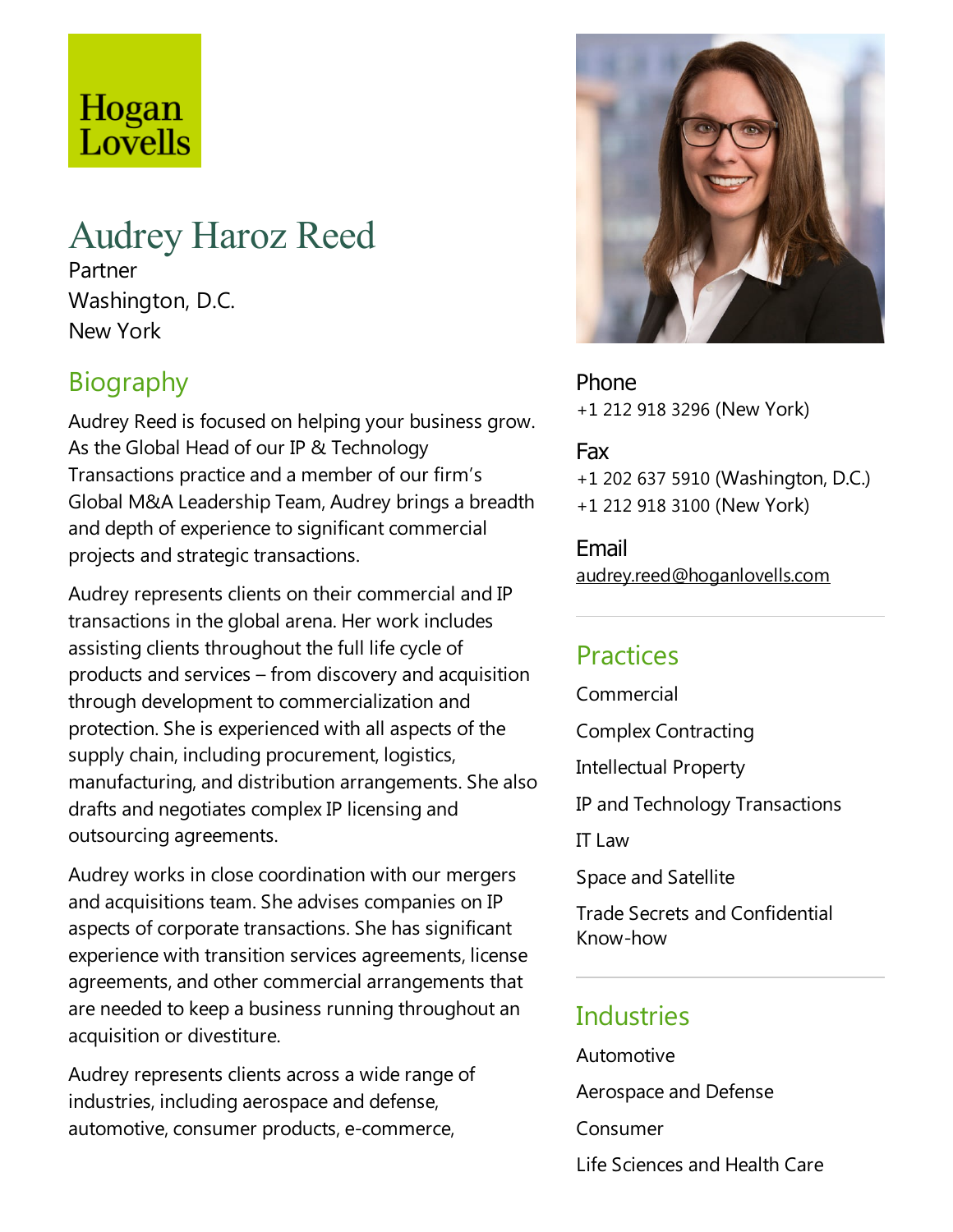Hogan Lovells

# Audrey Haroz Reed

Partner
Washington, D.C.
New York

## Biography

Audrey Reed is focused on helping your business grow. As the Global Head of our IP & Technology Transactions practice and a member of our firm's Global M&A Leadership Team, Audrey brings a breadth and depth of experience to significant commercial projects and strategic transactions.

Audrey represents clients on their commercial and IP transactions in the global arena. Her work includes assisting clients throughout the full life cycle of products and services – from discovery and acquisition through development to commercialization and protection. She is experienced with all aspects of the supply chain, including procurement, logistics, manufacturing, and distribution arrangements. She also drafts and negotiates complex IP licensing and outsourcing agreements.

Audrey works in close coordination with our mergers and acquisitions team. She advises companies on IP aspects of corporate transactions. She has significant experience with transition services agreements, license agreements, and other commercial arrangements that are needed to keep a business running throughout an acquisition or divestiture.

Audrey represents clients across a wide range of industries, including aerospace and defense, automotive, consumer products, e-commerce,

**Phone**
+1 212 918 3296 (New York)

**Fax**
+1 202 637 5910 (Washington, D.C.)
+1 212 918 3100 (New York)

**Email**
audrey.reed@hoganlovells.com

## Practices

Commercial

Complex Contracting

Intellectual Property

IP and Technology Transactions

IT Law

Space and Satellite

Trade Secrets and Confidential Know-how

## Industries

Automotive

Aerospace and Defense

Consumer

Life Sciences and Health Care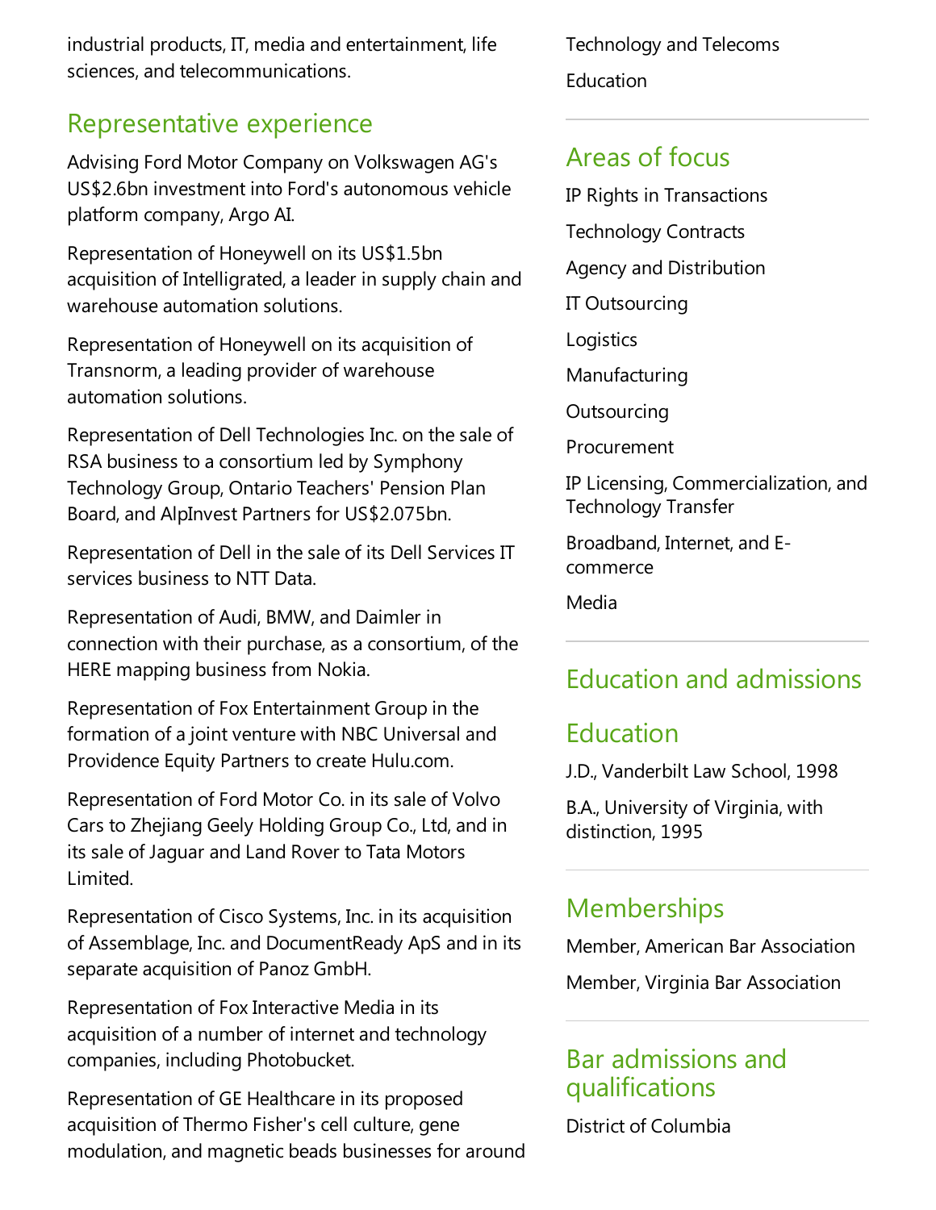industrial products, IT, media and entertainment, life sciences, and telecommunications.

## Representative experience

Advising Ford Motor Company on Volkswagen AG's US$2.6bn investment into Ford's autonomous vehicle platform company, Argo AI.

Representation of Honeywell on its US$1.5bn acquisition of Intelligrated, a leader in supply chain and warehouse automation solutions.

Representation of Honeywell on its acquisition of Transnorm, a leading provider of warehouse automation solutions.

Representation of Dell Technologies Inc. on the sale of RSA business to a consortium led by Symphony Technology Group, Ontario Teachers' Pension Plan Board, and AlpInvest Partners for US$2.075bn.

Representation of Dell in the sale of its Dell Services IT services business to NTT Data.

Representation of Audi, BMW, and Daimler in connection with their purchase, as a consortium, of the HERE mapping business from Nokia.

Representation of Fox Entertainment Group in the formation of a joint venture with NBC Universal and Providence Equity Partners to create Hulu.com.

Representation of Ford Motor Co. in its sale of Volvo Cars to Zhejiang Geely Holding Group Co., Ltd, and in its sale of Jaguar and Land Rover to Tata Motors Limited.

Representation of Cisco Systems, Inc. in its acquisition of Assemblage, Inc. and DocumentReady ApS and in its separate acquisition of Panoz GmbH.

Representation of Fox Interactive Media in its acquisition of a number of internet and technology companies, including Photobucket.

Representation of GE Healthcare in its proposed acquisition of Thermo Fisher's cell culture, gene modulation, and magnetic beads businesses for around

Technology and Telecoms

Education

## Areas of focus

IP Rights in Transactions

Technology Contracts

Agency and Distribution

IT Outsourcing

Logistics

Manufacturing

Outsourcing

Procurement

IP Licensing, Commercialization, and Technology Transfer

Broadband, Internet, and E-commerce

Media

## Education and admissions

## Education

J.D., Vanderbilt Law School, 1998

B.A., University of Virginia, with distinction, 1995

## Memberships

Member, American Bar Association

Member, Virginia Bar Association

## Bar admissions and qualifications

District of Columbia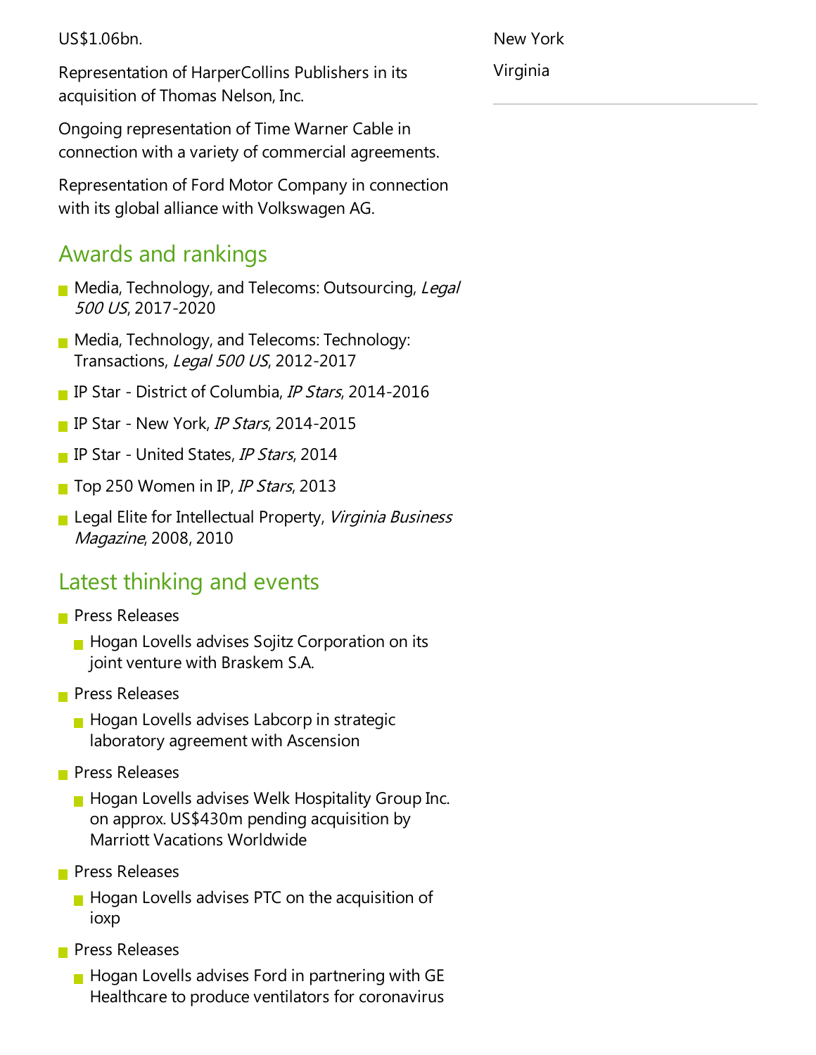US$1.06bn.

Representation of HarperCollins Publishers in its acquisition of Thomas Nelson, Inc.

Ongoing representation of Time Warner Cable in connection with a variety of commercial agreements.

Representation of Ford Motor Company in connection with its global alliance with Volkswagen AG.

## Awards and rankings

- Media, Technology, and Telecoms: Outsourcing, *Legal 500 US*, 2017-2020
- Media, Technology, and Telecoms: Technology: Transactions, *Legal 500 US*, 2012-2017
- IP Star - District of Columbia, *IP Stars*, 2014-2016
- IP Star - New York, *IP Stars*, 2014-2015
- IP Star - United States, *IP Stars*, 2014
- Top 250 Women in IP, *IP Stars*, 2013
- Legal Elite for Intellectual Property, *Virginia Business Magazine*, 2008, 2010

## Latest thinking and events

- Press Releases
  - Hogan Lovells advises Sojitz Corporation on its joint venture with Braskem S.A.
- Press Releases
  - Hogan Lovells advises Labcorp in strategic laboratory agreement with Ascension
- Press Releases
  - Hogan Lovells advises Welk Hospitality Group Inc. on approx. US$430m pending acquisition by Marriott Vacations Worldwide
- Press Releases
  - Hogan Lovells advises PTC on the acquisition of ioxp
- Press Releases
  - Hogan Lovells advises Ford in partnering with GE Healthcare to produce ventilators for coronavirus

New York

Virginia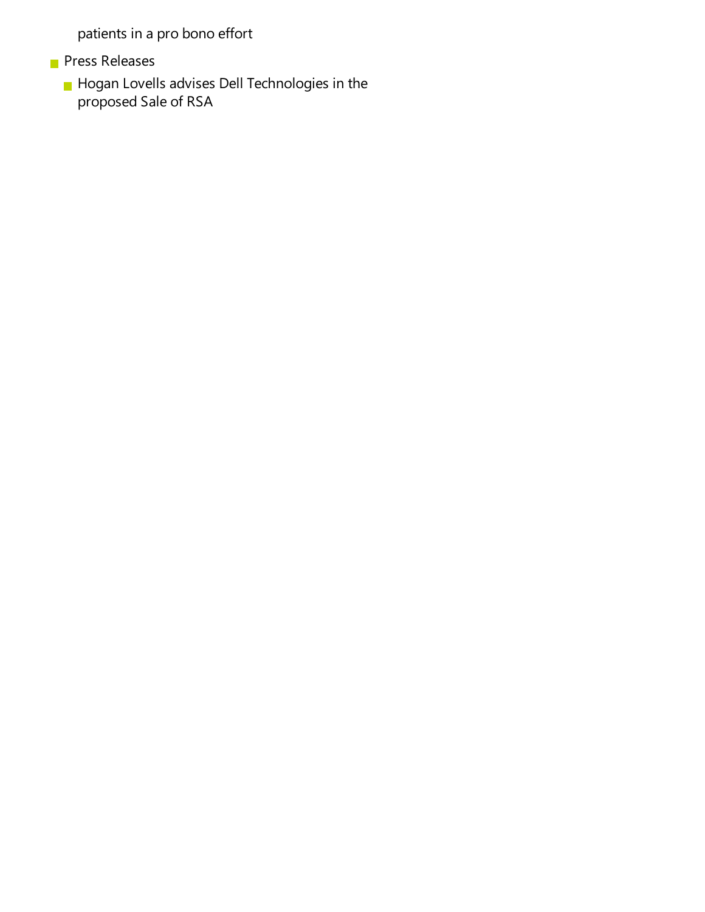patients in a pro bono effort

- Press Releases
  - Hogan Lovells advises Dell Technologies in the proposed Sale of RSA